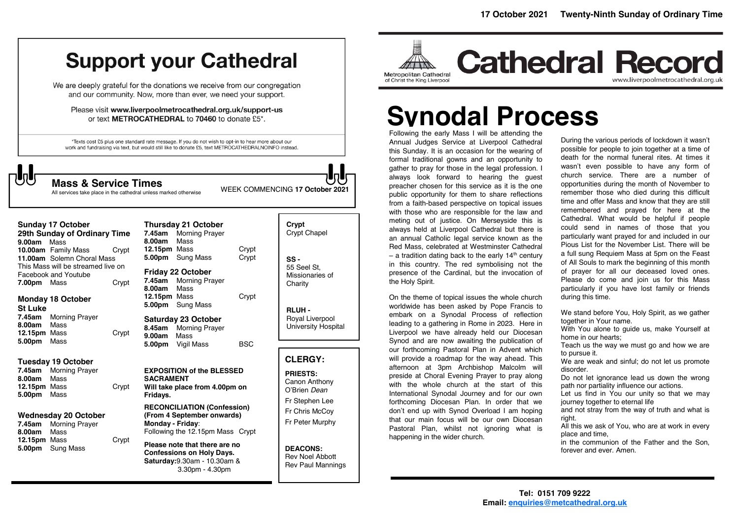17 October 2021 Twenty-Ninth Sunday of Ordinary Time

# Support your Cathedral

We are deeply grateful for the donations we receive from our congregation and our community. Now, more than ever, we need your support.

Please visit **www.liverpoolmetrocathedral.org.uk/support-us** or text **METROCATHEDRAL** to **70460** to donate £5*.

*Texts cost £5 plus one standard rate message. If you do not wish to opt-in to hear more about our work and fundraising via text, but would still like to donate £5, text METROCATHEDRALNOINFO instead.

## Mass & Service Times

All services take place in the cathedral unless marked otherwise

WEEK COMMENCING **17 October 2021**

### Sunday 17 October
**29th Sunday of Ordinary Time**

| | | |
|---|---|---|
| **9.00am** | Mass | |
| **10.00am** | Family Mass | Crypt |
| **11.00am** | Solemn Choral Mass | |

This Mass will be streamed live on Facebook and Youtube

| | | |
|---|---|---|
| **7.00pm** | Mass | Crypt |

### Monday 18 October
**St Luke**

| | | |
|---|---|---|
| **7.45am** | Morning Prayer | |
| **8.00am** | Mass | |
| **12.15pm** | Mass | Crypt |
| **5.00pm** | Mass | |

### Tuesday 19 October

| | | |
|---|---|---|
| **7.45am** | Morning Prayer | |
| **8.00am** | Mass | |
| **12.15pm** | Mass | Crypt |
| **5.00pm** | Mass | |

### Wednesday 20 October

| | | |
|---|---|---|
| **7.45am** | Morning Prayer | |
| **8.00am** | Mass | |
| **12.15pm** | Mass | Crypt |
| **5.00pm** | Sung Mass | |

### Thursday 21 October

| | | |
|---|---|---|
| **7.45am** | Morning Prayer | |
| **8.00am** | Mass | |
| **12.15pm** | Mass | Crypt |
| **5.00pm** | Sung Mass | Crypt |

### Friday 22 October

| | | |
|---|---|---|
| **7.45am** | Morning Prayer | |
| **8.00am** | Mass | |
| **12.15pm** | Mass | Crypt |
| **5.00pm** | Sung Mass | |

### Saturday 23 October

| | | |
|---|---|---|
| **8.45am** | Morning Prayer | |
| **9.00am** | Mass | |
| **5.00pm** | Vigil Mass | BSC |

**EXPOSITION of the BLESSED SACRAMENT**
**Will take place from 4.00pm on Fridays.**

**RECONCILIATION (Confession)**
**(From 4 September onwards)**
**Monday - Friday**:
Following the 12.15pm Mass Crypt

**Please note that there are no Confessions on Holy Days.**
**Saturday:** 9.30am - 10.30am & 3.30pm - 4.30pm

**Crypt**
Crypt Chapel

**SS -**
55 Seel St, Missionaries of Charity

**RLUH -**
Royal Liverpool University Hospital

## CLERGY:

**PRIESTS:**
Canon Anthony O'Brien *Dean*
Fr Stephen Lee
Fr Chris McCoy
Fr Peter Murphy

**DEACONS:**
Rev Noel Abbott
Rev Paul Mannings

Metropolitan Cathedral of Christ the King Liverpool

# Cathedral Record

www.liverpoolmetrocathedral.org.uk

# Synodal Process

Following the early Mass I will be attending the Annual Judges Service at Liverpool Cathedral this Sunday. It is an occasion for the wearing of formal traditional gowns and an opportunity to gather to pray for those in the legal profession. I always look forward to hearing the guest preacher chosen for this service as it is the one public opportunity for them to share reflections from a faith-based perspective on topical issues with those who are responsible for the law and meting out of justice. On Merseyside this is always held at Liverpool Cathedral but there is an annual Catholic legal service known as the Red Mass, celebrated at Westminster Cathedral – a tradition dating back to the early 14th century in this country. The red symbolising not the presence of the Cardinal, but the invocation of the Holy Spirit.

On the theme of topical issues the whole church worldwide has been asked by Pope Francis to embark on a Synodal Process of reflection leading to a gathering in Rome in 2023. Here in Liverpool we have already held our Diocesan Synod and are now awaiting the publication of our forthcoming Pastoral Plan in Advent which will provide a roadmap for the way ahead. This afternoon at 3pm Archbishop Malcolm will preside at Choral Evening Prayer to pray along with the whole church at the start of this International Synodal Journey and for our own forthcoming Diocesan Plan. In order that we don't end up with Synod Overload I am hoping that our main focus will be our own Diocesan Pastoral Plan, whilst not ignoring what is happening in the wider church.

During the various periods of lockdown it wasn't possible for people to join together at a time of death for the normal funeral rites. At times it wasn't even possible to have any form of church service. There are a number of opportunities during the month of November to remember those who died during this difficult time and offer Mass and know that they are still remembered and prayed for here at the Cathedral. What would be helpful if people could send in names of those that you particularly want prayed for and included in our Pious List for the November List. There will be a full sung Requiem Mass at 5pm on the Feast of All Souls to mark the beginning of this month of prayer for all our deceased loved ones. Please do come and join us for this Mass particularly if you have lost family or friends during this time.

We stand before You, Holy Spirit, as we gather together in Your name.
With You alone to guide us, make Yourself at home in our hearts;
Teach us the way we must go and how we are to pursue it.
We are weak and sinful; do not let us promote disorder.
Do not let ignorance lead us down the wrong path nor partiality influence our actions.
Let us find in You our unity so that we may journey together to eternal life
and not stray from the way of truth and what is right.
All this we ask of You, who are at work in every place and time,
in the communion of the Father and the Son, forever and ever. Amen.

**Tel: 0151 709 9222**
**Email: enquiries@metcathedral.org.uk**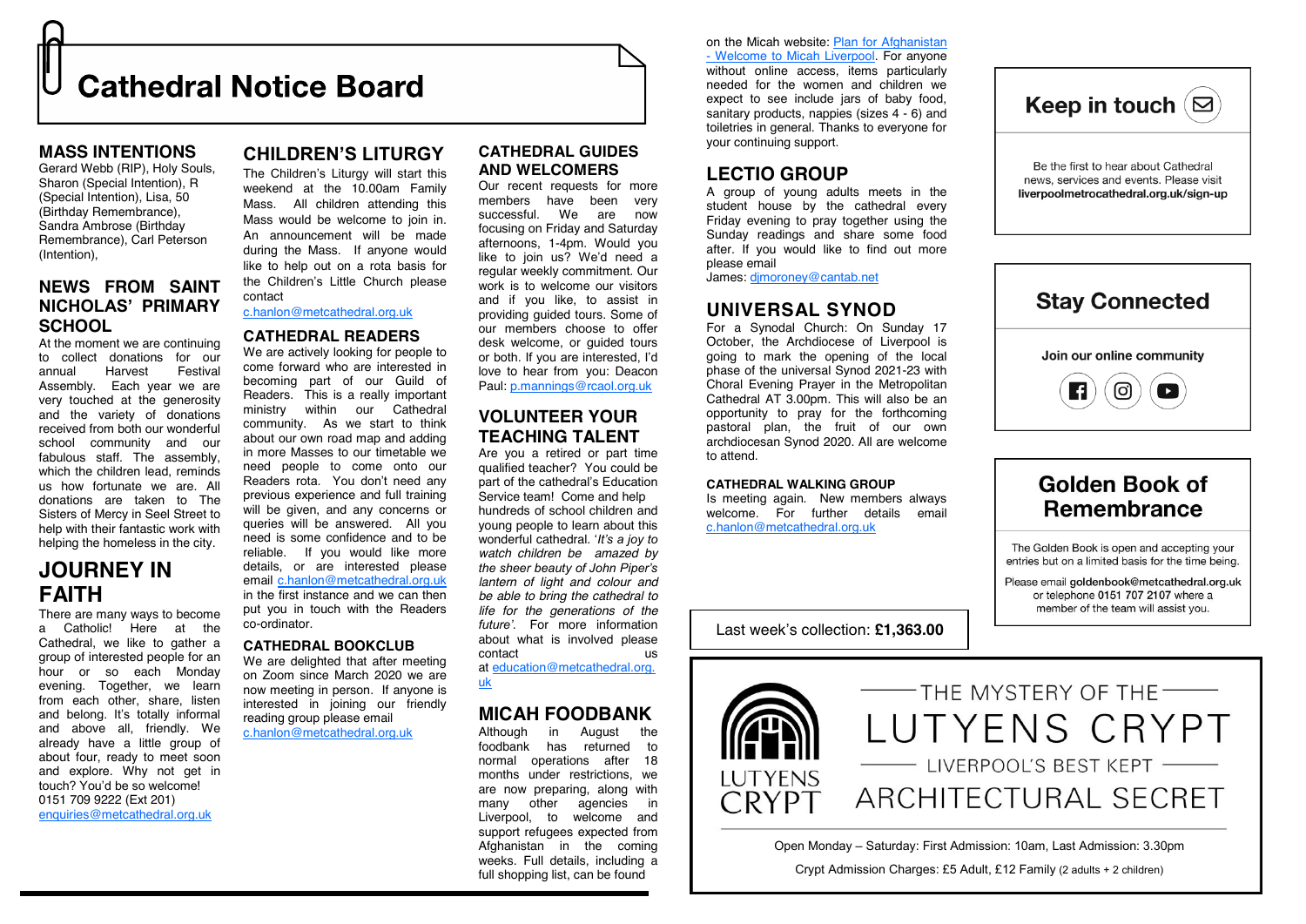# Cathedral Notice Board

## MASS INTENTIONS

Gerard Webb (RIP), Holy Souls, Sharon (Special Intention), R (Special Intention), Lisa, 50 (Birthday Remembrance), Sandra Ambrose (Birthday Remembrance), Carl Peterson (Intention),

## NEWS FROM SAINT NICHOLAS' PRIMARY SCHOOL

At the moment we are continuing to collect donations for our annual Harvest Festival Assembly. Each year we are very touched at the generosity of the variety of donations received from both our wonderful school community and our fabulous staff. The assembly, which the children lead, reminds us how fortunate we are. All donations are taken to The Sisters of Mercy in Seel Street to help with their fantastic work with helping the homeless in the city.

## JOURNEY IN FAITH

There are many ways to become a Catholic! Here at the Cathedral, we like to gather a group of interested people for an hour or so each Monday evening. Together, we learn from each other, share, listen and belong. It's totally informal and above all, friendly. We already have a little group of about four, ready to meet soon and explore. Why not get in touch? You'd be so welcome! 0151 709 9222 (Ext 201) enquiries@metcathedral.org.uk

## CHILDREN'S LITURGY

The Children's Liturgy will start this weekend at the 10.00am Family Mass. All children attending this Mass would be welcome to join in. An announcement will be made during the Mass. If anyone would like to help out on a rota basis for the Children's Little Church please contact c.hanlon@metcathedral.org.uk

## CATHEDRAL READERS

We are actively looking for people to come forward who are interested in becoming part of our Guild of Readers. This is a really important ministry within our Cathedral community. As we start to think about our own road map and adding in more Masses to our timetable we need people to come onto our Readers rota. You don't need any previous experience and full training will be given, and any concerns or queries will be answered. All you need is some confidence and to be reliable. If you would like more details, or are interested please email c.hanlon@metcathedral.org.uk in the first instance and we can then put you in touch with the Readers co-ordinator.

### CATHEDRAL BOOKCLUB

We are delighted that after meeting on Zoom since March 2020 we are now meeting in person. If anyone is interested in joining our friendly reading group please email c.hanlon@metcathedral.org.uk

## CATHEDRAL GUIDES AND WELCOMERS

Our recent requests for more members have been very successful. We are now focusing on Friday and Saturday afternoons, 1-4pm. Would you like to join us? We'd need a regular weekly commitment. Our work is to welcome our visitors and if you like, to assist in providing guided tours. Some of our members choose to offer desk welcome, or guided tours or both. If you are interested, I'd love to hear from you: Deacon Paul: p.mannings@rcaol.org.uk

## VOLUNTEER YOUR TEACHING TALENT

Are you a retired or part time qualified teacher? You could be part of the cathedral's Education Service team! Come and help hundreds of school children and young people to learn about this wonderful cathedral. '*It's a joy to watch children be amazed by the sheer beauty of John Piper's lantern of light and colour and be able to bring the cathedral to life for the generations of the future'.* For more information about what is involved please contact us at education@metcathedral.org.uk

## MICAH FOODBANK

Although in August the foodbank has returned to normal operations after 18 months under restrictions, we are now preparing, along with many other agencies in Liverpool, to welcome and support refugees expected from Afghanistan in the coming weeks. Full details, including a full shopping list, can be found on the Micah website: Plan for Afghanistan - Welcome to Micah Liverpool. For anyone without online access, items particularly needed for the women and children we expect to see include jars of baby food, sanitary products, nappies (sizes 4 - 6) and toiletries in general. Thanks to everyone for your continuing support.

## LECTIO GROUP

A group of young adults meets in the student house by the cathedral every Friday evening to pray together using the Sunday readings and share some food after. If you would like to find out more please email James: djmoroney@cantab.net

## UNIVERSAL SYNOD

For a Synodal Church: On Sunday 17 October, the Archdiocese of Liverpool is going to mark the opening of the local phase of the universal Synod 2021-23 with Choral Evening Prayer in the Metropolitan Cathedral AT 3.00pm. This will also be an opportunity to pray for the forthcoming pastoral plan, the fruit of our own archdiocesan Synod 2020. All are welcome to attend.

### CATHEDRAL WALKING GROUP

Is meeting again. New members always welcome. For further details email c.hanlon@metcathedral.org.uk

Last week's collection: **£1,363.00**

## Keep in touch

Be the first to hear about Cathedral news, services and events. Please visit **liverpoolmetrocathedral.org.uk/sign-up**

## Stay Connected

**Join our online community**

## Golden Book of Remembrance

The Golden Book is open and accepting your entries but on a limited basis for the time being.

Please email **goldenbook@metcathedral.org.uk** or telephone **0151 707 2107** where a member of the team will assist you.

## THE MYSTERY OF THE LUTYENS CRYPT

LUTYENS CRYPT

LIVERPOOL'S BEST KEPT ARCHITECTURAL SECRET

Open Monday – Saturday: First Admission: 10am, Last Admission: 3.30pm

Crypt Admission Charges: £5 Adult, £12 Family (2 adults + 2 children)